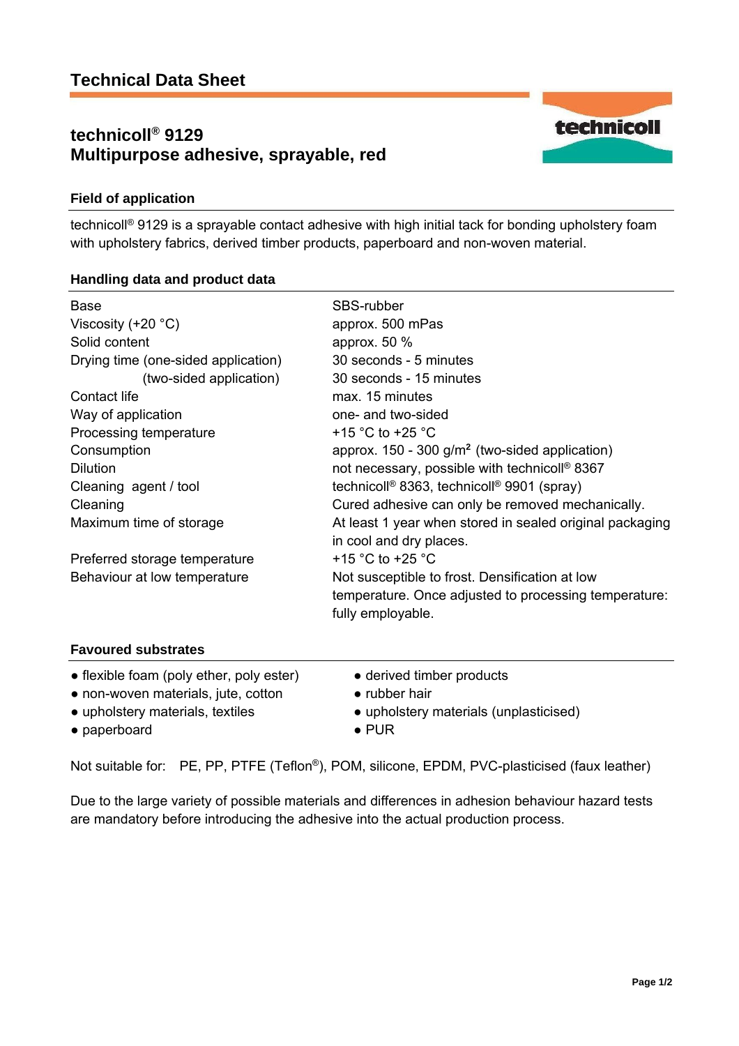# Technical Data Sheet

## technicoll® 9129
## Multipurpose adhesive, sprayable, red

### Field of application

technicoll® 9129 is a sprayable contact adhesive with high initial tack for bonding upholstery foam with upholstery fabrics, derived timber products, paperboard and non-woven material.

### Handling data and product data

| | |
|---|---|
| Base | SBS-rubber |
| Viscosity (+20 °C) | approx. 500 mPas |
| Solid content | approx. 50 % |
| Drying time (one-sided application) | 30 seconds - 5 minutes |
| (two-sided application) | 30 seconds - 15 minutes |
| Contact life | max. 15 minutes |
| Way of application | one- and two-sided |
| Processing temperature | +15 °C to +25 °C |
| Consumption | approx. 150 - 300 g/m² (two-sided application) |
| Dilution | not necessary, possible with technicoll® 8367 |
| Cleaning agent / tool | technicoll® 8363, technicoll® 9901 (spray) |
| Cleaning | Cured adhesive can only be removed mechanically. |
| Maximum time of storage | At least 1 year when stored in sealed original packaging in cool and dry places. |
| Preferred storage temperature | +15 °C to +25 °C |
| Behaviour at low temperature | Not susceptible to frost. Densification at low temperature. Once adjusted to processing temperature: fully employable. |

### Favoured substrates

- flexible foam (poly ether, poly ester)
- non-woven materials, jute, cotton
- upholstery materials, textiles
- paperboard
- derived timber products
- rubber hair
- upholstery materials (unplasticised)
- PUR

Not suitable for: PE, PP, PTFE (Teflon®), POM, silicone, EPDM, PVC-plasticised (faux leather)

Due to the large variety of possible materials and differences in adhesion behaviour hazard tests are mandatory before introducing the adhesive into the actual production process.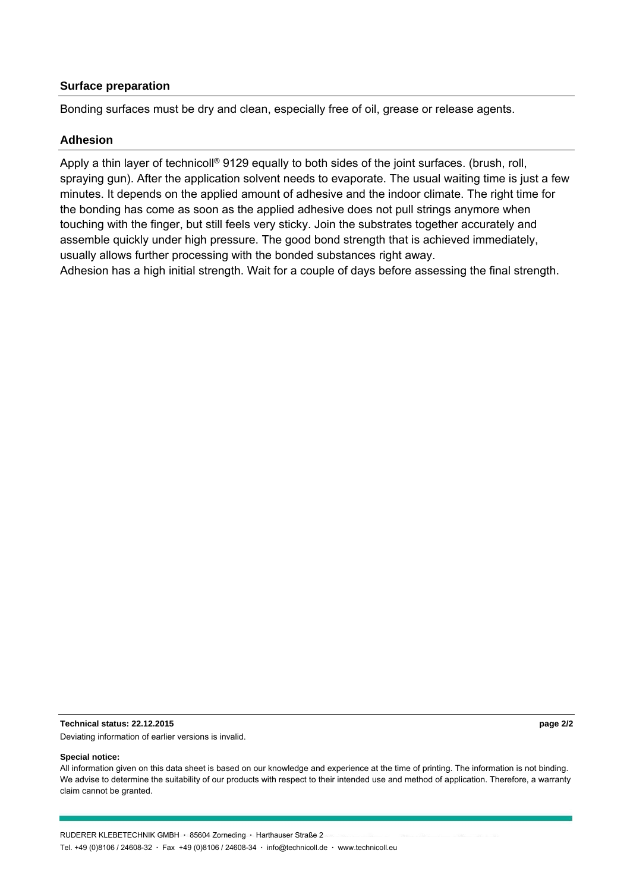## Surface preparation

Bonding surfaces must be dry and clean, especially free of oil, grease or release agents.

## Adhesion

Apply a thin layer of technicoll® 9129 equally to both sides of the joint surfaces. (brush, roll, spraying gun). After the application solvent needs to evaporate. The usual waiting time is just a few minutes. It depends on the applied amount of adhesive and the indoor climate. The right time for the bonding has come as soon as the applied adhesive does not pull strings anymore when touching with the finger, but still feels very sticky. Join the substrates together accurately and assemble quickly under high pressure. The good bond strength that is achieved immediately, usually allows further processing with the bonded substances right away.
Adhesion has a high initial strength. Wait for a couple of days before assessing the final strength.

**Technical status: 22.12.2015**

Deviating information of earlier versions is invalid.

**Special notice:**

All information given on this data sheet is based on our knowledge and experience at the time of printing. The information is not binding. We advise to determine the suitability of our products with respect to their intended use and method of application. Therefore, a warranty claim cannot be granted.

RUDERER KLEBETECHNIK GMBH · 85604 Zorneding · Harthauser Straße 2
Tel. +49 (0)8106 / 24608-32 · Fax +49 (0)8106 / 24608-34 · info@technicoll.de · www.technicoll.eu